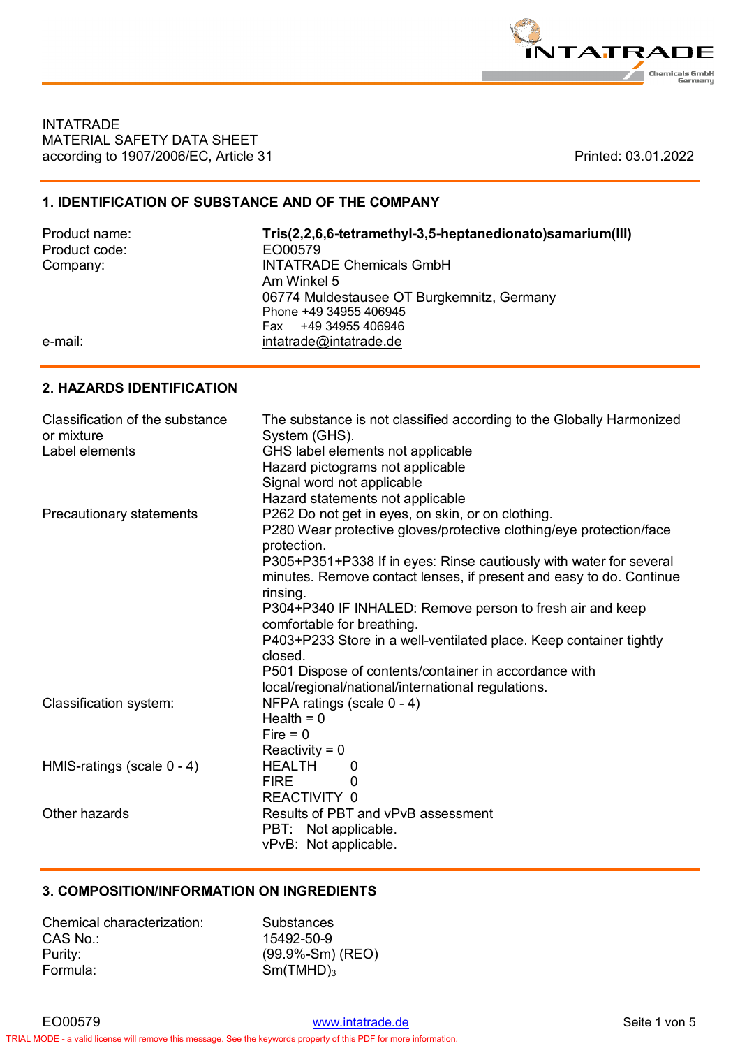INTATRADE
MATERIAL SAFETY DATA SHEET
according to 1907/2006/EC, Article 31

Printed: 03.01.2022

## 1. IDENTIFICATION OF SUBSTANCE AND OF THE COMPANY

| | |
|---|---|
| Product name: | **Tris(2,2,6,6-tetramethyl-3,5-heptanedionato)samarium(III)** |
| Product code: | EO00579 |
| Company: | INTATRADE Chemicals GmbH<br>Am Winkel 5<br>06774 Muldestausee OT Burgkemnitz, Germany<br>Phone +49 34955 406945<br>Fax +49 34955 406946 |
| e-mail: | intatrade@intatrade.de |

## 2. HAZARDS IDENTIFICATION

| | |
|---|---|
| Classification of the substance or mixture | The substance is not classified according to the Globally Harmonized System (GHS). |
| Label elements | GHS label elements not applicable<br>Hazard pictograms not applicable<br>Signal word not applicable<br>Hazard statements not applicable |
| Precautionary statements | P262 Do not get in eyes, on skin, or on clothing.<br>P280 Wear protective gloves/protective clothing/eye protection/face protection.<br>P305+P351+P338 If in eyes: Rinse cautiously with water for several minutes. Remove contact lenses, if present and easy to do. Continue rinsing.<br>P304+P340 IF INHALED: Remove person to fresh air and keep comfortable for breathing.<br>P403+P233 Store in a well-ventilated place. Keep container tightly closed.<br>P501 Dispose of contents/container in accordance with local/regional/national/international regulations. |
| Classification system: | NFPA ratings (scale 0 - 4)<br>Health = 0<br>Fire = 0<br>Reactivity = 0 |
| HMIS-ratings (scale 0 - 4) | HEALTH 0<br>FIRE 0<br>REACTIVITY 0 |
| Other hazards | Results of PBT and vPvB assessment<br>PBT: Not applicable.<br>vPvB: Not applicable. |

## 3. COMPOSITION/INFORMATION ON INGREDIENTS

| | |
|---|---|
| Chemical characterization: | Substances |
| CAS No.: | 15492-50-9 |
| Purity: | (99.9%-Sm) (REO) |
| Formula: | $Sm(TMHD)_3$ |

EO00579 www.intatrade.de

TRIAL MODE - a valid license will remove this message. See the keywords property of this PDF for more information.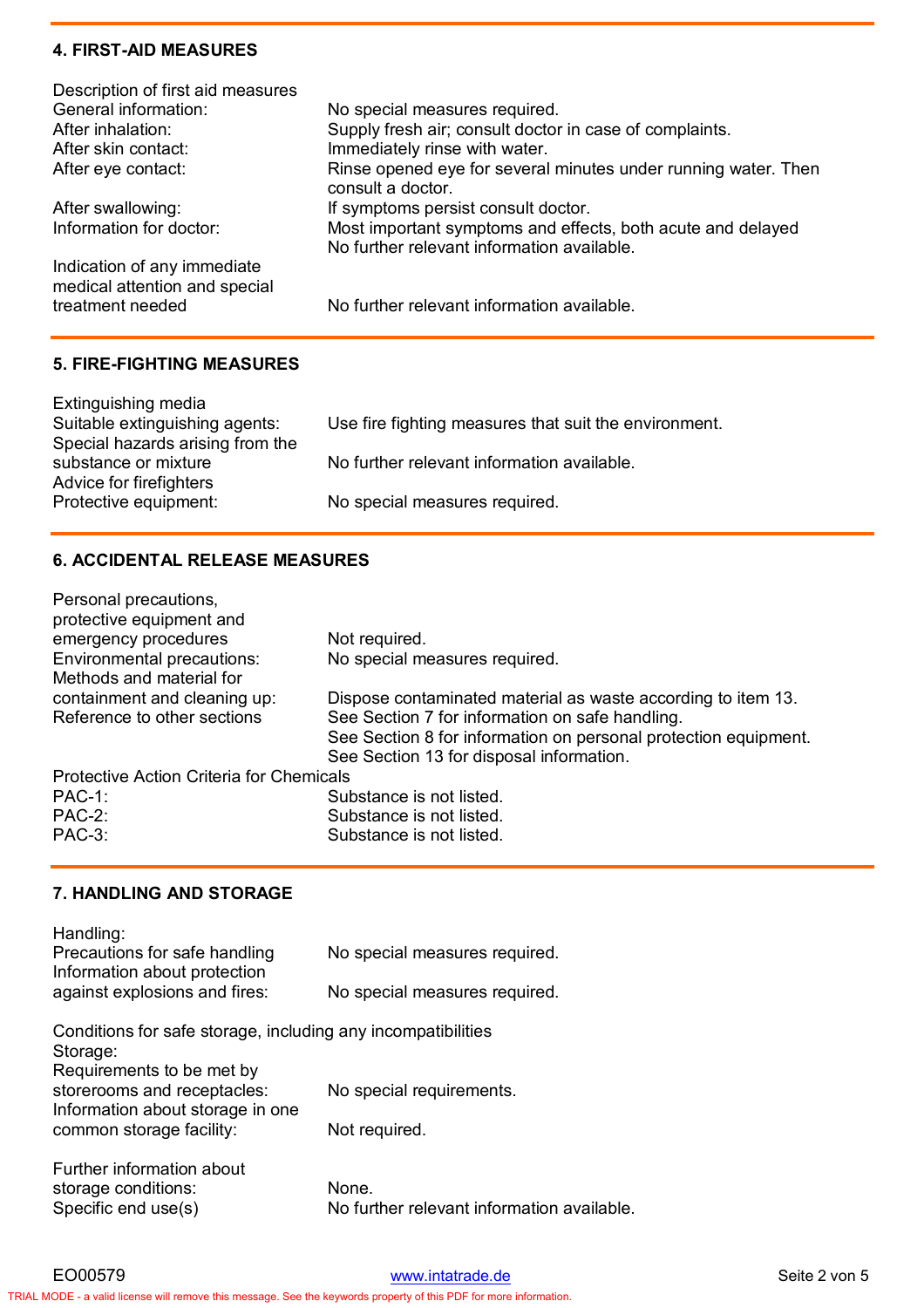## 4. FIRST-AID MEASURES

Description of first aid measures

| | |
|---|---|
| General information: | No special measures required. |
| After inhalation: | Supply fresh air; consult doctor in case of complaints. |
| After skin contact: | Immediately rinse with water. |
| After eye contact: | Rinse opened eye for several minutes under running water. Then consult a doctor. |
| After swallowing: | If symptoms persist consult doctor. |
| Information for doctor: | Most important symptoms and effects, both acute and delayed<br>No further relevant information available. |
| Indication of any immediate medical attention and special treatment needed | No further relevant information available. |

## 5. FIRE-FIGHTING MEASURES

Extinguishing media

| | |
|---|---|
| Suitable extinguishing agents: | Use fire fighting measures that suit the environment. |
| Special hazards arising from the substance or mixture | No further relevant information available. |

Advice for firefighters

| | |
|---|---|
| Protective equipment: | No special measures required. |

## 6. ACCIDENTAL RELEASE MEASURES

| | |
|---|---|
| Personal precautions, protective equipment and emergency procedures | Not required. |
| Environmental precautions: | No special measures required. |
| Methods and material for containment and cleaning up: | Dispose contaminated material as waste according to item 13. |
| Reference to other sections | See Section 7 for information on safe handling.<br>See Section 8 for information on personal protection equipment.<br>See Section 13 for disposal information. |

Protective Action Criteria for Chemicals

| | |
|---|---|
| PAC-1: | Substance is not listed. |
| PAC-2: | Substance is not listed. |
| PAC-3: | Substance is not listed. |

## 7. HANDLING AND STORAGE

Handling:

| | |
|---|---|
| Precautions for safe handling | No special measures required. |
| Information about protection against explosions and fires: | No special measures required. |

Conditions for safe storage, including any incompatibilities

Storage:

| | |
|---|---|
| Requirements to be met by storerooms and receptacles: | No special requirements. |
| Information about storage in one common storage facility: | Not required. |
| Further information about storage conditions: | None. |
| Specific end use(s) | No further relevant information available. |

EO00579 www.intatrade.de

TRIAL MODE - a valid license will remove this message. See the keywords property of this PDF for more information.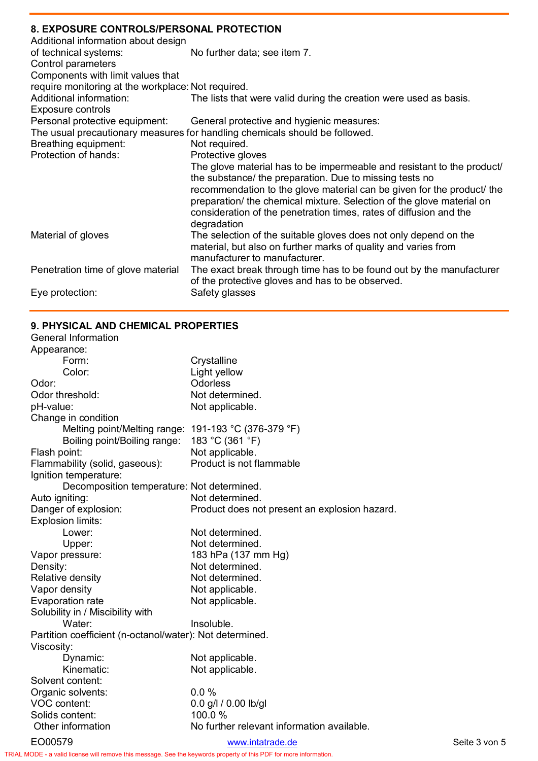## 8. EXPOSURE CONTROLS/PERSONAL PROTECTION

Additional information about design of technical systems: No further data; see item 7.

Control parameters

Components with limit values that require monitoring at the workplace: Not required.

Additional information: The lists that were valid during the creation were used as basis.

Exposure controls

Personal protective equipment: General protective and hygienic measures:

The usual precautionary measures for handling chemicals should be followed.

Breathing equipment: Not required.

Protection of hands: Protective gloves

The glove material has to be impermeable and resistant to the product/ the substance/ the preparation. Due to missing tests no recommendation to the glove material can be given for the product/ the preparation/ the chemical mixture. Selection of the glove material on consideration of the penetration times, rates of diffusion and the degradation

Material of gloves: The selection of the suitable gloves does not only depend on the material, but also on further marks of quality and varies from manufacturer to manufacturer.

Penetration time of glove material: The exact break through time has to be found out by the manufacturer of the protective gloves and has to be observed.

Eye protection: Safety glasses

## 9. PHYSICAL AND CHEMICAL PROPERTIES

General Information

Appearance:
- Form: Crystalline
- Color: Light yellow

Odor: Odorless

Odor threshold: Not determined.

pH-value: Not applicable.

Change in condition
- Melting point/Melting range: 191-193 °C (376-379 °F)
- Boiling point/Boiling range: 183 °C (361 °F)

Flash point: Not applicable.

Flammability (solid, gaseous): Product is not flammable

Ignition temperature:
- Decomposition temperature: Not determined.

Auto igniting: Not determined.

Danger of explosion: Product does not present an explosion hazard.

Explosion limits:
- Lower: Not determined.
- Upper: Not determined.

Vapor pressure: 183 hPa (137 mm Hg)

Density: Not determined.

Relative density: Not determined.

Vapor density: Not applicable.

Evaporation rate: Not applicable.

Solubility in / Miscibility with
- Water: Insoluble.

Partition coefficient (n-octanol/water): Not determined.

Viscosity:
- Dynamic: Not applicable.
- Kinematic: Not applicable.

Solvent content:

Organic solvents: 0.0 %

VOC content: 0.0 g/l / 0.00 lb/gl

Solids content: 100.0 %

Other information: No further relevant information available.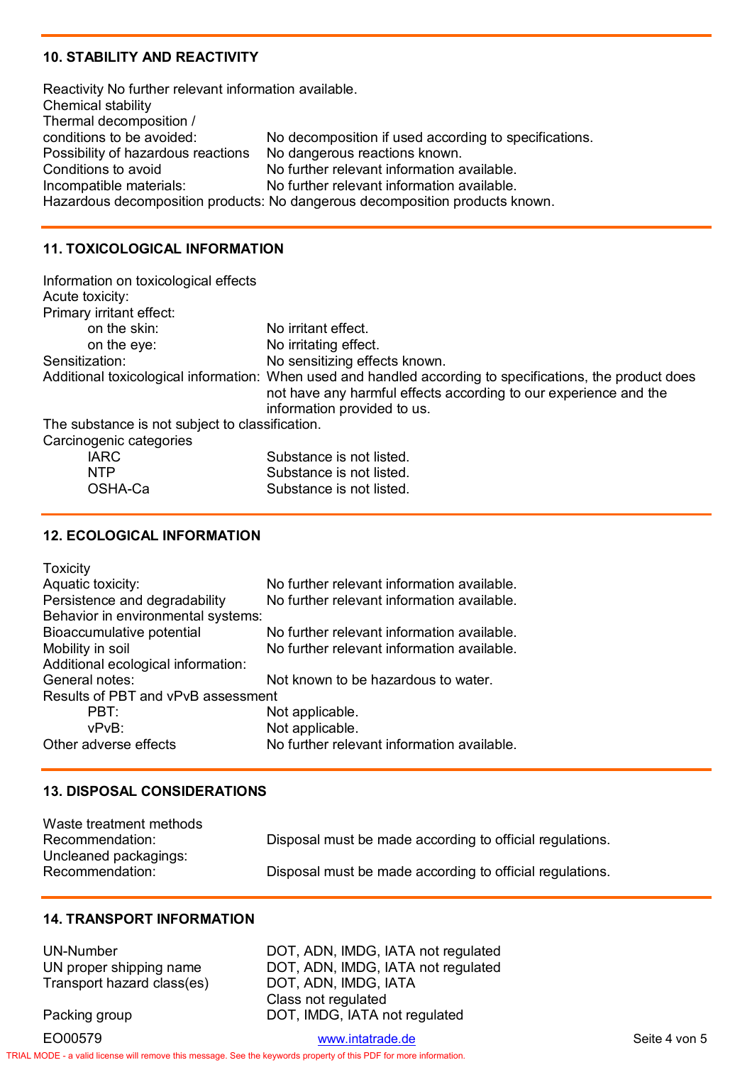## 10. STABILITY AND REACTIVITY

Reactivity No further relevant information available.

Chemical stability

Thermal decomposition / conditions to be avoided: No decomposition if used according to specifications.

Possibility of hazardous reactions No dangerous reactions known.

Conditions to avoid No further relevant information available.

Incompatible materials: No further relevant information available.

Hazardous decomposition products: No dangerous decomposition products known.

## 11. TOXICOLOGICAL INFORMATION

Information on toxicological effects

Acute toxicity:

Primary irritant effect:

- on the skin: No irritant effect.
- on the eye: No irritating effect.

Sensitization: No sensitizing effects known.

Additional toxicological information: When used and handled according to specifications, the product does not have any harmful effects according to our experience and the information provided to us.

The substance is not subject to classification.

Carcinogenic categories

- IARC Substance is not listed.
- NTP Substance is not listed.
- OSHA-Ca Substance is not listed.

## 12. ECOLOGICAL INFORMATION

Toxicity

Aquatic toxicity: No further relevant information available.

Persistence and degradability No further relevant information available.

Behavior in environmental systems:

Bioaccumulative potential No further relevant information available.

Mobility in soil No further relevant information available.

Additional ecological information:

General notes: Not known to be hazardous to water.

Results of PBT and vPvB assessment

- PBT: Not applicable.
- vPvB: Not applicable.

Other adverse effects No further relevant information available.

## 13. DISPOSAL CONSIDERATIONS

Waste treatment methods

Recommendation: Disposal must be made according to official regulations.

Uncleaned packagings:

Recommendation: Disposal must be made according to official regulations.

## 14. TRANSPORT INFORMATION

UN-Number DOT, ADN, IMDG, IATA not regulated

UN proper shipping name DOT, ADN, IMDG, IATA not regulated

Transport hazard class(es) DOT, ADN, IMDG, IATA
Class not regulated

Packing group DOT, IMDG, IATA not regulated

EO00579 www.intatrade.de

TRIAL MODE - a valid license will remove this message. See the keywords property of this PDF for more information.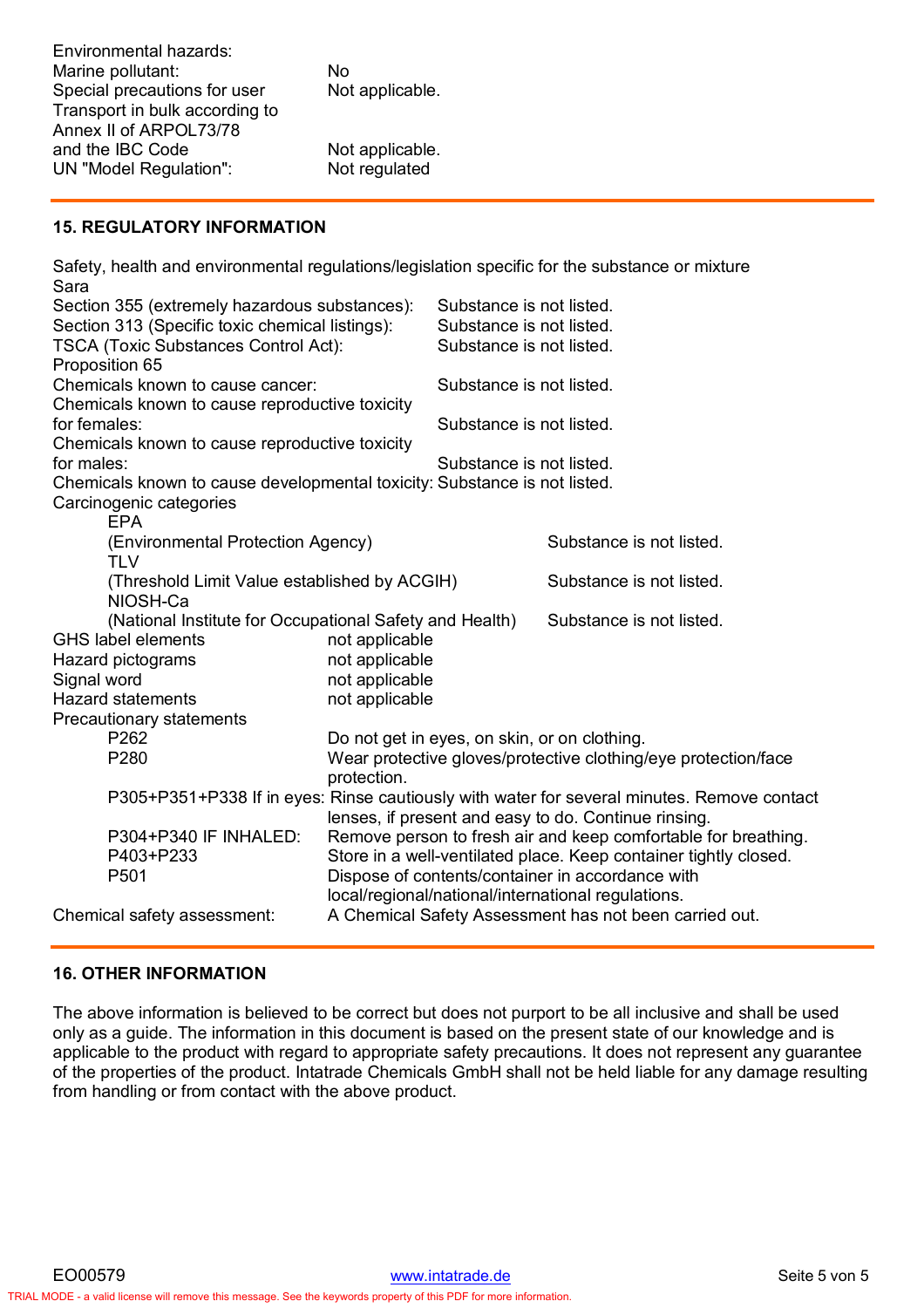Environmental hazards:

| | |
|---|---|
| Marine pollutant: | No |
| Special precautions for user | Not applicable. |
| Transport in bulk according to Annex II of ARPOL73/78 and the IBC Code | Not applicable. |
| UN "Model Regulation": | Not regulated |

## 15. REGULATORY INFORMATION

Safety, health and environmental regulations/legislation specific for the substance or mixture

Sara

| | |
|---|---|
| Section 355 (extremely hazardous substances): | Substance is not listed. |
| Section 313 (Specific toxic chemical listings): | Substance is not listed. |
| TSCA (Toxic Substances Control Act): | Substance is not listed. |

Proposition 65

| | |
|---|---|
| Chemicals known to cause cancer: | Substance is not listed. |
| Chemicals known to cause reproductive toxicity for females: | Substance is not listed. |
| Chemicals known to cause reproductive toxicity for males: | Substance is not listed. |
| Chemicals known to cause developmental toxicity: | Substance is not listed. |

Carcinogenic categories

| | |
|---|---|
| EPA (Environmental Protection Agency) | Substance is not listed. |
| TLV (Threshold Limit Value established by ACGIH) | Substance is not listed. |
| NIOSH-Ca (National Institute for Occupational Safety and Health) | Substance is not listed. |

| | |
|---|---|
| GHS label elements | not applicable |
| Hazard pictograms | not applicable |
| Signal word | not applicable |
| Hazard statements | not applicable |

Precautionary statements

| | |
|---|---|
| P262 | Do not get in eyes, on skin, or on clothing. |
| P280 | Wear protective gloves/protective clothing/eye protection/face protection. |
| P305+P351+P338 If in eyes: | Rinse cautiously with water for several minutes. Remove contact lenses, if present and easy to do. Continue rinsing. |
| P304+P340 IF INHALED: | Remove person to fresh air and keep comfortable for breathing. |
| P403+P233 | Store in a well-ventilated place. Keep container tightly closed. |
| P501 | Dispose of contents/container in accordance with local/regional/national/international regulations. |

Chemical safety assessment: A Chemical Safety Assessment has not been carried out.

## 16. OTHER INFORMATION

The above information is believed to be correct but does not purport to be all inclusive and shall be used only as a guide. The information in this document is based on the present state of our knowledge and is applicable to the product with regard to appropriate safety precautions. It does not represent any guarantee of the properties of the product. Intatrade Chemicals GmbH shall not be held liable for any damage resulting from handling or from contact with the above product.